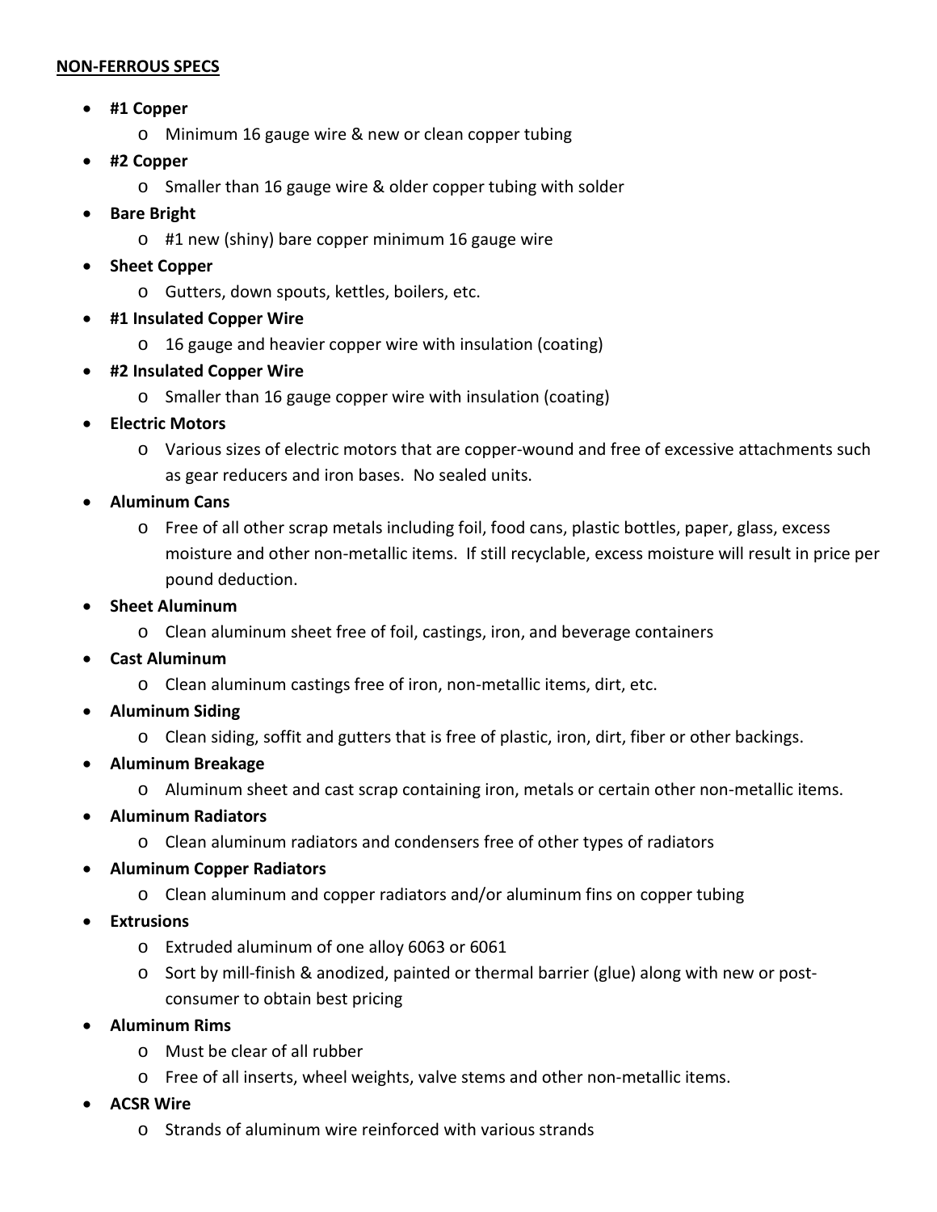**NON-FERROUS SPECS**

- **#1 Copper**
  - Minimum 16 gauge wire & new or clean copper tubing
- **#2 Copper**
  - Smaller than 16 gauge wire & older copper tubing with solder
- **Bare Bright**
  - #1 new (shiny) bare copper minimum 16 gauge wire
- **Sheet Copper**
  - Gutters, down spouts, kettles, boilers, etc.
- **#1 Insulated Copper Wire**
  - 16 gauge and heavier copper wire with insulation (coating)
- **#2 Insulated Copper Wire**
  - Smaller than 16 gauge copper wire with insulation (coating)
- **Electric Motors**
  - Various sizes of electric motors that are copper-wound and free of excessive attachments such as gear reducers and iron bases. No sealed units.
- **Aluminum Cans**
  - Free of all other scrap metals including foil, food cans, plastic bottles, paper, glass, excess moisture and other non-metallic items. If still recyclable, excess moisture will result in price per pound deduction.
- **Sheet Aluminum**
  - Clean aluminum sheet free of foil, castings, iron, and beverage containers
- **Cast Aluminum**
  - Clean aluminum castings free of iron, non-metallic items, dirt, etc.
- **Aluminum Siding**
  - Clean siding, soffit and gutters that is free of plastic, iron, dirt, fiber or other backings.
- **Aluminum Breakage**
  - Aluminum sheet and cast scrap containing iron, metals or certain other non-metallic items.
- **Aluminum Radiators**
  - Clean aluminum radiators and condensers free of other types of radiators
- **Aluminum Copper Radiators**
  - Clean aluminum and copper radiators and/or aluminum fins on copper tubing
- **Extrusions**
  - Extruded aluminum of one alloy 6063 or 6061
  - Sort by mill-finish & anodized, painted or thermal barrier (glue) along with new or post-consumer to obtain best pricing
- **Aluminum Rims**
  - Must be clear of all rubber
  - Free of all inserts, wheel weights, valve stems and other non-metallic items.
- **ACSR Wire**
  - Strands of aluminum wire reinforced with various strands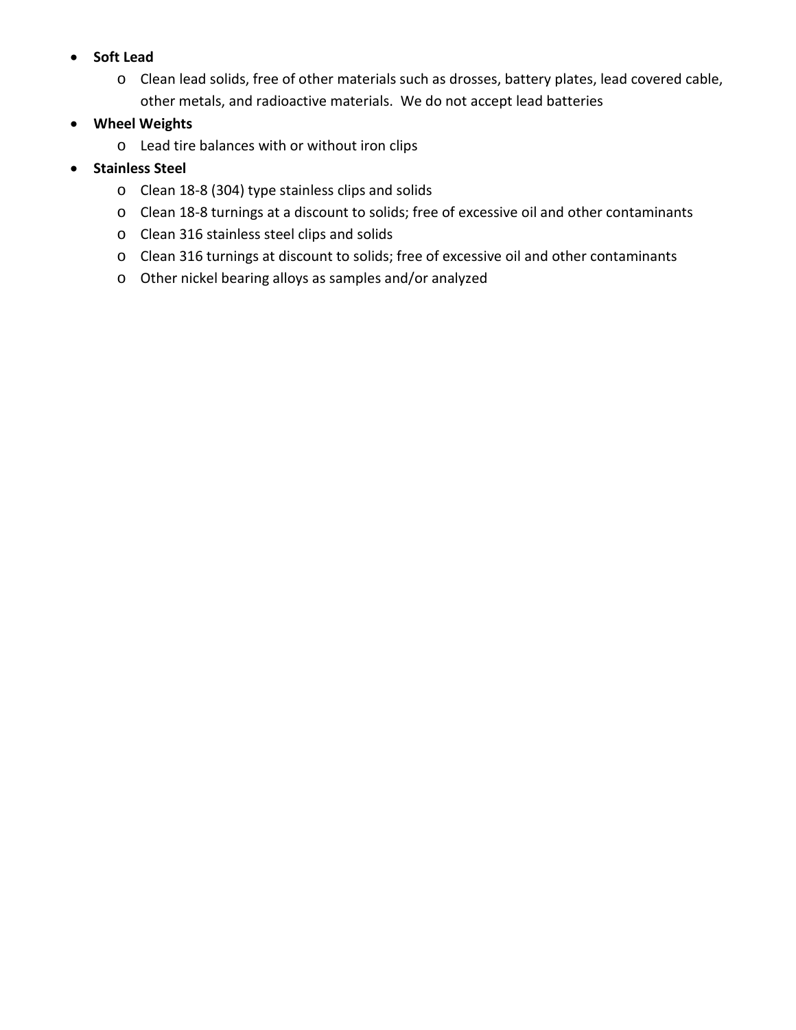- **Soft Lead**
  - Clean lead solids, free of other materials such as drosses, battery plates, lead covered cable, other metals, and radioactive materials. We do not accept lead batteries
- **Wheel Weights**
  - Lead tire balances with or without iron clips
- **Stainless Steel**
  - Clean 18-8 (304) type stainless clips and solids
  - Clean 18-8 turnings at a discount to solids; free of excessive oil and other contaminants
  - Clean 316 stainless steel clips and solids
  - Clean 316 turnings at discount to solids; free of excessive oil and other contaminants
  - Other nickel bearing alloys as samples and/or analyzed